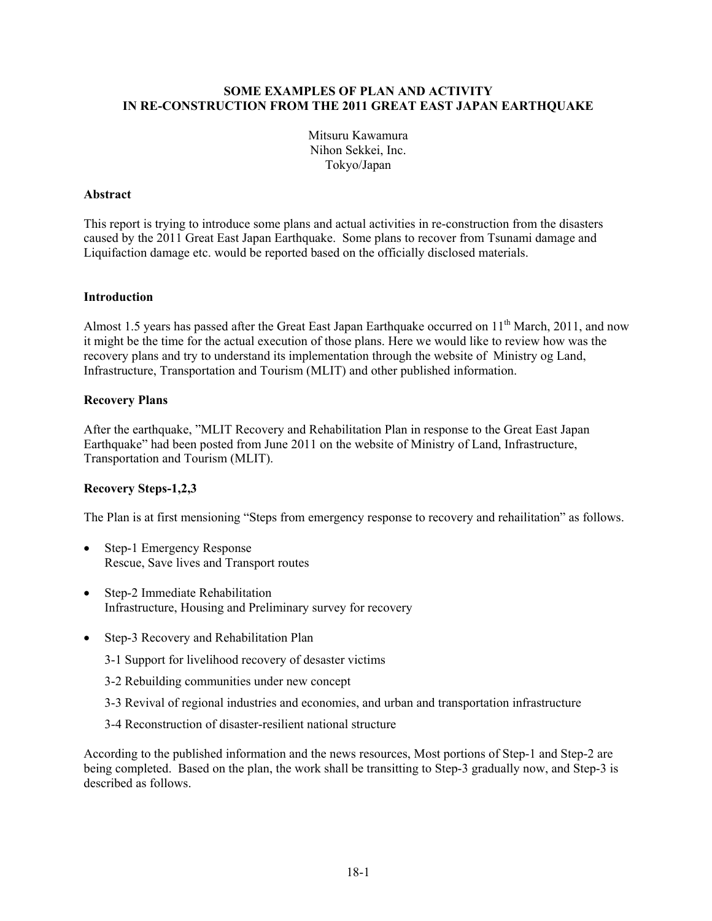# SOME EXAMPLES OF PLAN AND ACTIVITY IN RE-CONSTRUCTION FROM THE 2011 GREAT EAST JAPAN EARTHQUAKE

Mitsuru Kawamura
Nihon Sekkei, Inc.
Tokyo/Japan

## Abstract

This report is trying to introduce some plans and actual activities in re-construction from the disasters caused by the 2011 Great East Japan Earthquake. Some plans to recover from Tsunami damage and Liquifaction damage etc. would be reported based on the officially disclosed materials.

## Introduction

Almost 1.5 years has passed after the Great East Japan Earthquake occurred on 11th March, 2011, and now it might be the time for the actual execution of those plans. Here we would like to review how was the recovery plans and try to understand its implementation through the website of Ministry og Land, Infrastructure, Transportation and Tourism (MLIT) and other published information.

## Recovery Plans

After the earthquake, "MLIT Recovery and Rehabilitation Plan in response to the Great East Japan Earthquake" had been posted from June 2011 on the website of Ministry of Land, Infrastructure, Transportation and Tourism (MLIT).

## Recovery Steps-1,2,3

The Plan is at first mensioning "Steps from emergency response to recovery and rehailitation" as follows.

- Step-1 Emergency Response
  Rescue, Save lives and Transport routes
- Step-2 Immediate Rehabilitation
  Infrastructure, Housing and Preliminary survey for recovery
- Step-3 Recovery and Rehabilitation Plan

  3-1 Support for livelihood recovery of desaster victims

  3-2 Rebuilding communities under new concept

  3-3 Revival of regional industries and economies, and urban and transportation infrastructure

  3-4 Reconstruction of disaster-resilient national structure

According to the published information and the news resources, Most portions of Step-1 and Step-2 are being completed. Based on the plan, the work shall be transitting to Step-3 gradually now, and Step-3 is described as follows.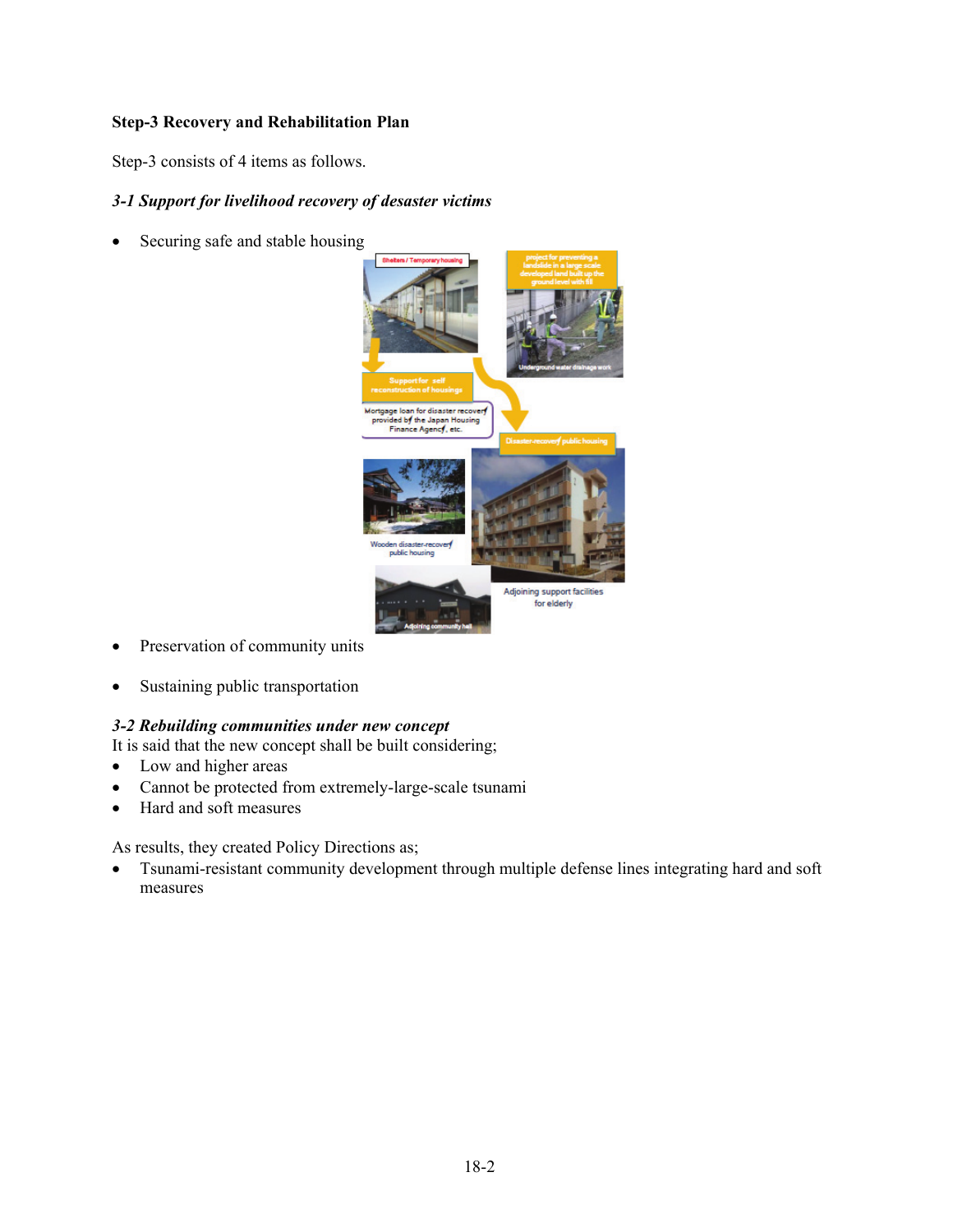**Step-3 Recovery and Rehabilitation Plan**

Step-3 consists of 4 items as follows.

***3-1 Support for livelihood recovery of desaster victims***

- Securing safe and stable housing

- Preservation of community units

- Sustaining public transportation

***3-2 Rebuilding communities under new concept***

It is said that the new concept shall be built considering;

- Low and higher areas
- Cannot be protected from extremely-large-scale tsunami
- Hard and soft measures

As results, they created Policy Directions as;

- Tsunami-resistant community development through multiple defense lines integrating hard and soft measures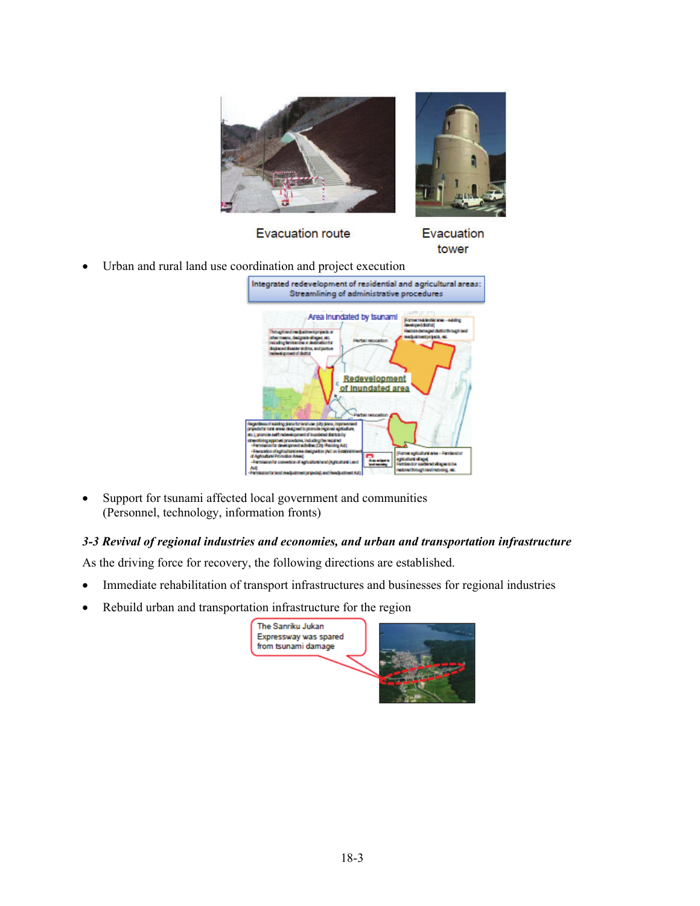Evacuation route

Evacuation tower

- Urban and rural land use coordination and project execution

Integrated redevelopment of residential and agricultural areas: Streamlining of administrative procedures

- Support for tsunami affected local government and communities
  (Personnel, technology, information fronts)

### *3-3 Revival of regional industries and economies, and urban and transportation infrastructure*

As the driving force for recovery, the following directions are established.

- Immediate rehabilitation of transport infrastructures and businesses for regional industries
- Rebuild urban and transportation infrastructure for the region

The Sanriku Jukan Expressway was spared from tsunami damage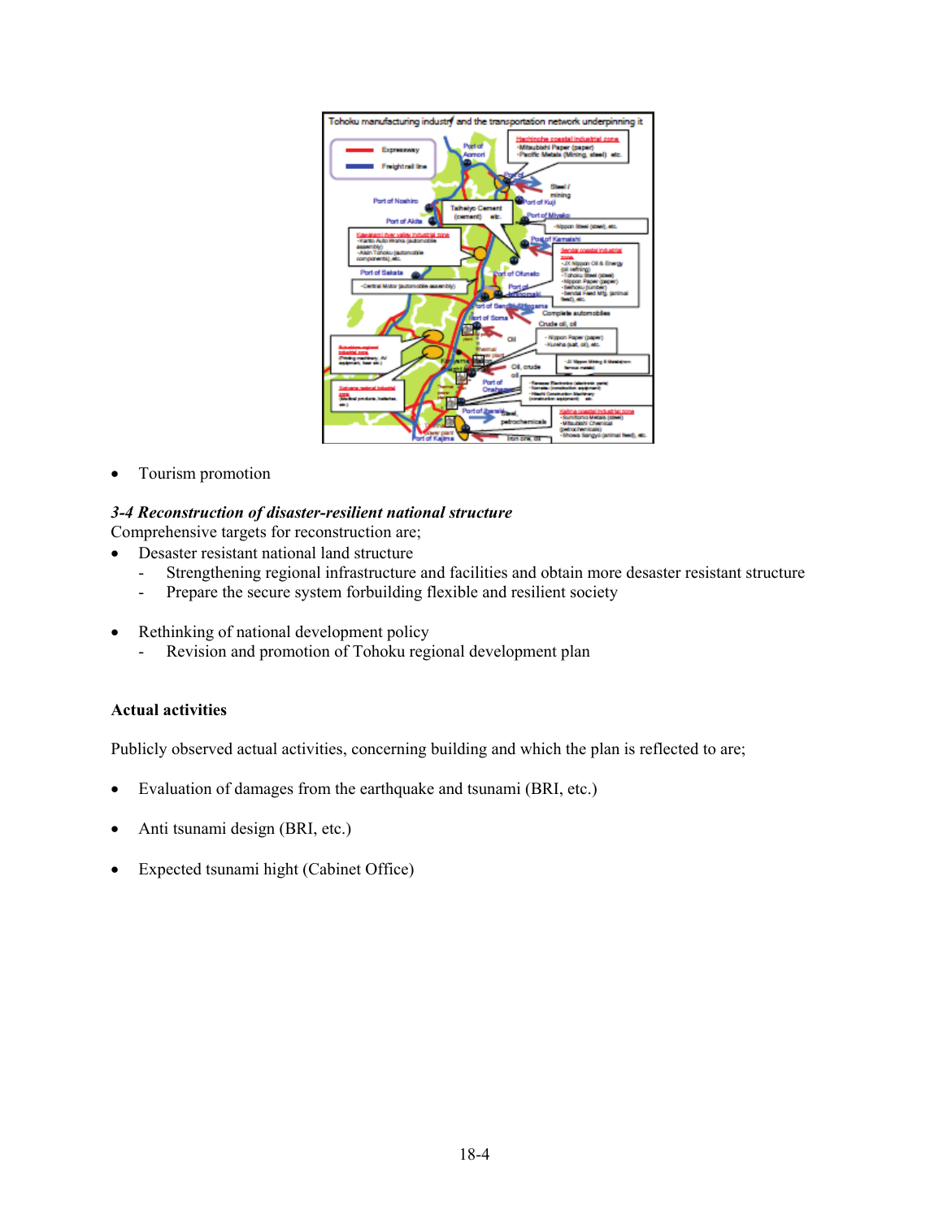- Tourism promotion

### *3-4 Reconstruction of disaster-resilient national structure*

Comprehensive targets for reconstruction are;

- Desaster resistant national land structure
  - Strengthening regional infrastructure and facilities and obtain more desaster resistant structure
  - Prepare the secure system forbuilding flexible and resilient society

- Rethinking of national development policy
  - Revision and promotion of Tohoku regional development plan

**Actual activities**

Publicly observed actual activities, concerning building and which the plan is reflected to are;

- Evaluation of damages from the earthquake and tsunami (BRI, etc.)

- Anti tsunami design (BRI, etc.)

- Expected tsunami hight (Cabinet Office)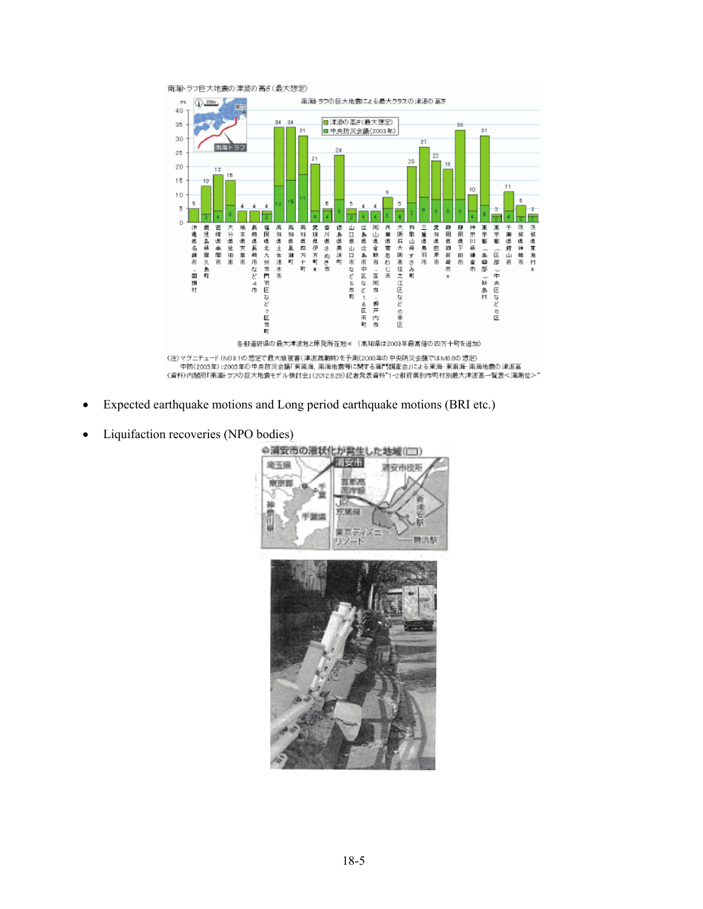- Expected earthquake motions and Long period earthquake motions (BRI etc.)
- Liquifaction recoveries (NPO bodies)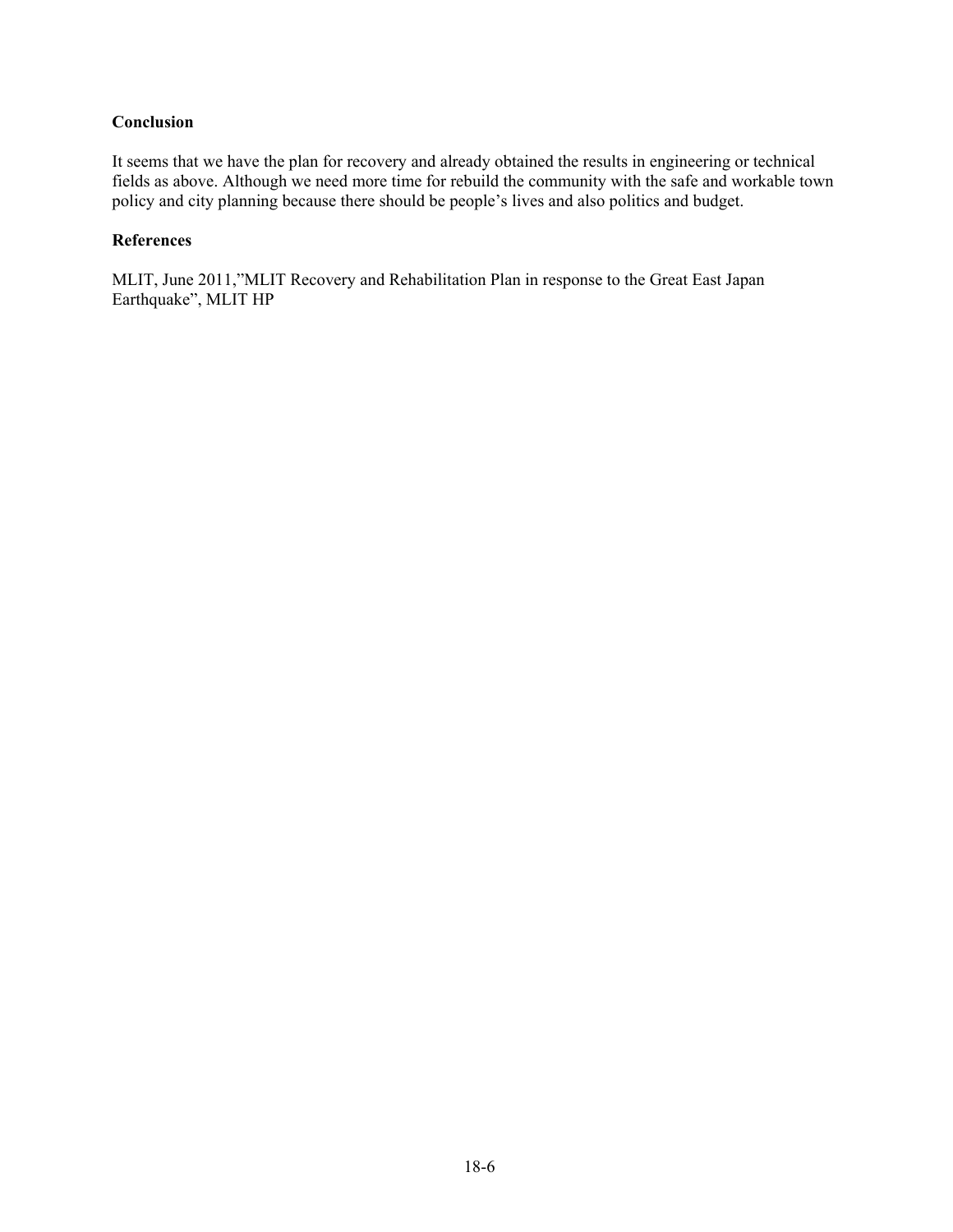## Conclusion

It seems that we have the plan for recovery and already obtained the results in engineering or technical fields as above. Although we need more time for rebuild the community with the safe and workable town policy and city planning because there should be people's lives and also politics and budget.

## References

MLIT, June 2011,"MLIT Recovery and Rehabilitation Plan in response to the Great East Japan Earthquake", MLIT HP